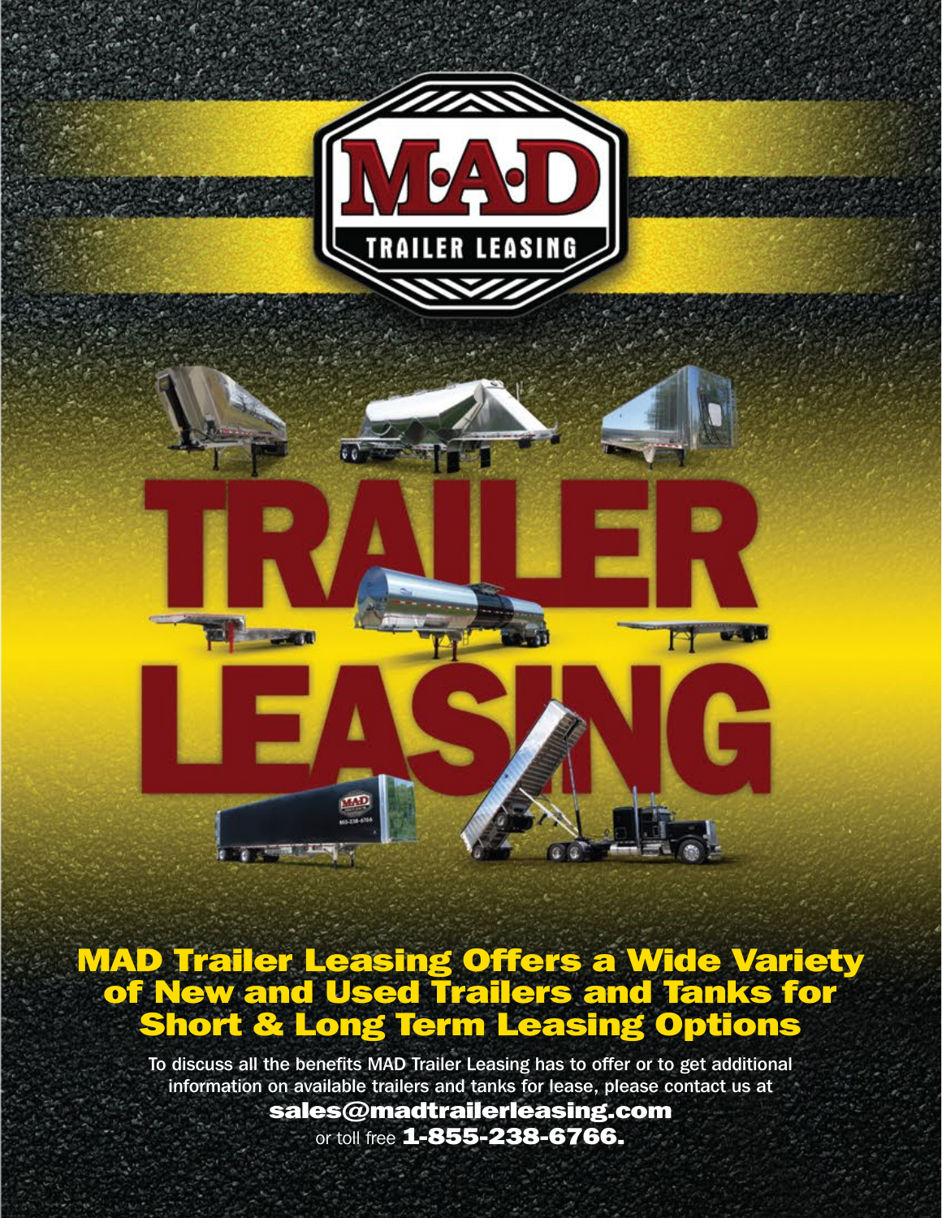# M·A·D TRAILER LEASING

# TRAILER LEASING

## MAD Trailer Leasing Offers a Wide Variety of New and Used Trailers and Tanks for Short & Long Term Leasing Options

To discuss all the benefits MAD Trailer Leasing has to offer or to get additional information on available trailers and tanks for lease, please contact us at **sales@madtrailerleasing.com** or toll free **1-855-238-6766.**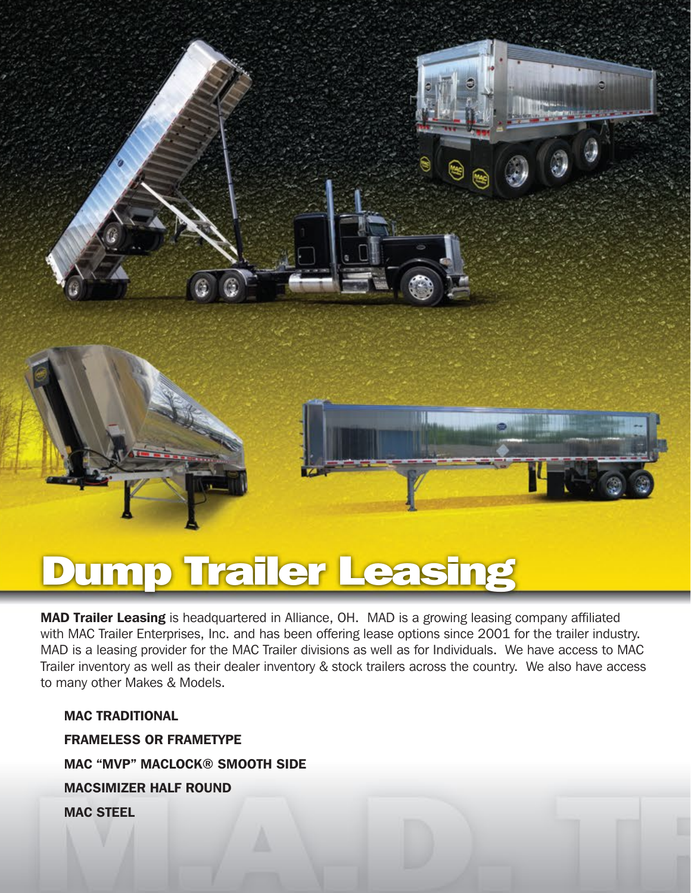# Dump Trailer Leasing

**MAD Trailer Leasing** is headquartered in Alliance, OH. MAD is a growing leasing company affiliated with MAC Trailer Enterprises, Inc. and has been offering lease options since 2001 for the trailer industry. MAD is a leasing provider for the MAC Trailer divisions as well as for Individuals. We have access to MAC Trailer inventory as well as their dealer inventory & stock trailers across the country. We also have access to many other Makes & Models.

**MAC TRADITIONAL**

**FRAMELESS OR FRAMETYPE**

**MAC "MVP" MACLOCK® SMOOTH SIDE**

**MACSIMIZER HALF ROUND**

**MAC STEEL**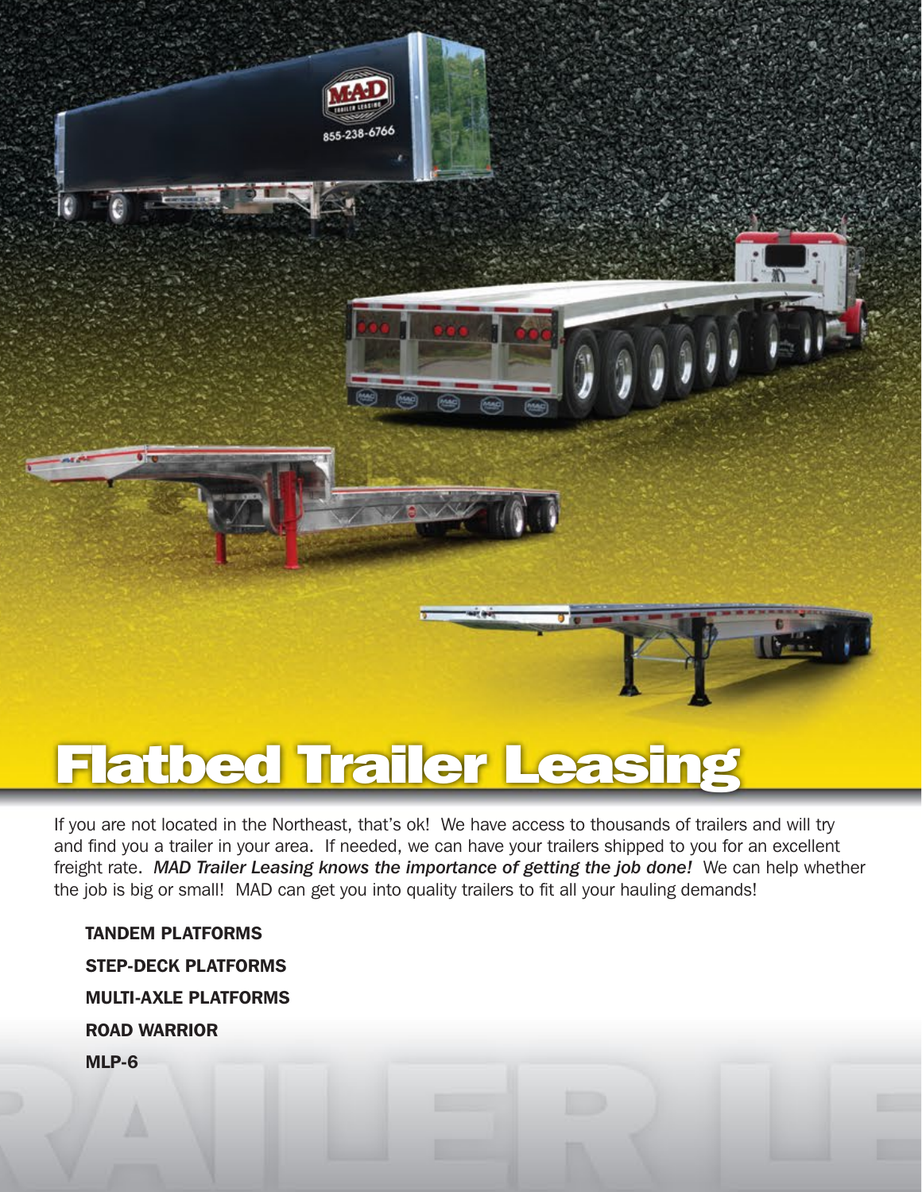# Flatbed Trailer Leasing

If you are not located in the Northeast, that's ok! We have access to thousands of trailers and will try and find you a trailer in your area. If needed, we can have your trailers shipped to you for an excellent freight rate. *MAD Trailer Leasing knows the importance of getting the job done!* We can help whether the job is big or small! MAD can get you into quality trailers to fit all your hauling demands!

**TANDEM PLATFORMS**

**STEP-DECK PLATFORMS**

**MULTI-AXLE PLATFORMS**

**ROAD WARRIOR**

**MLP-6**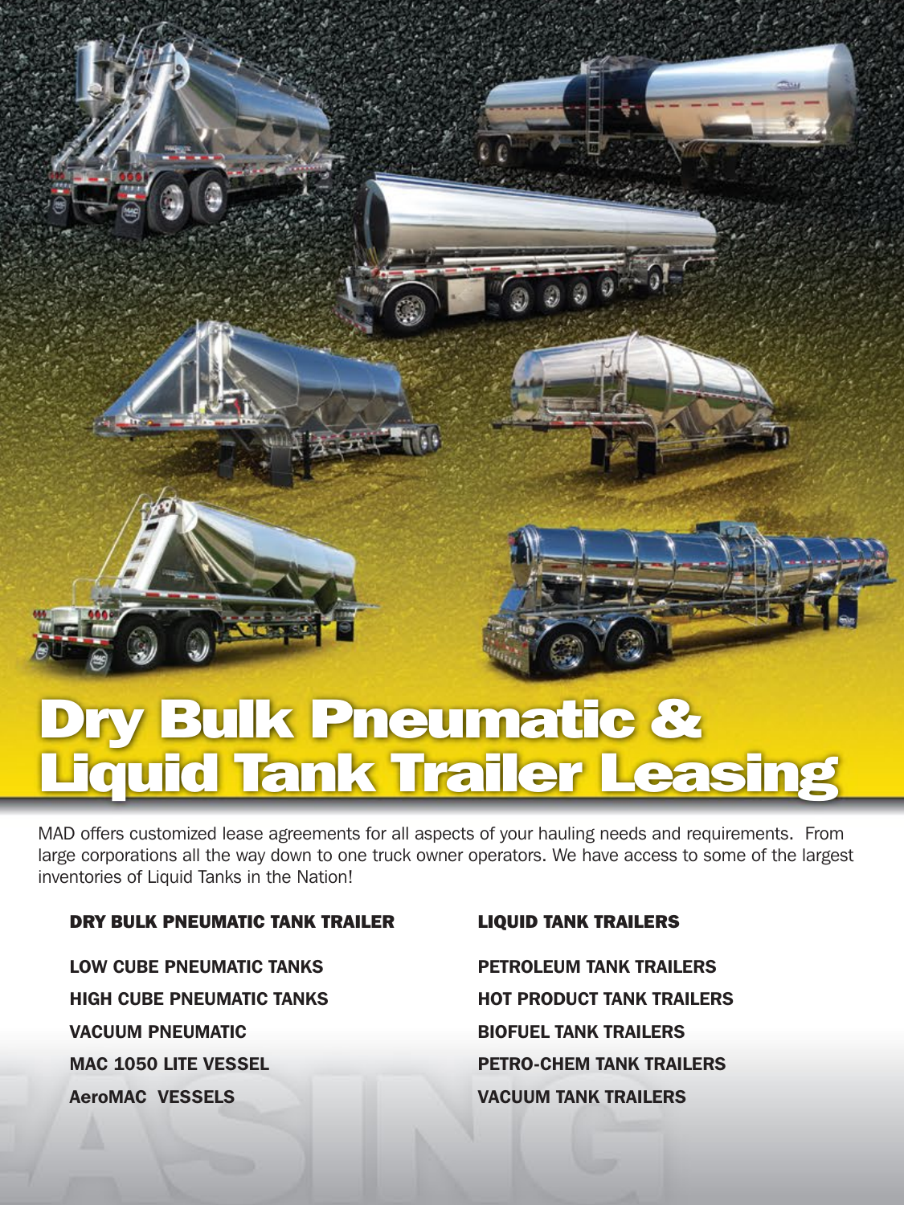# Dry Bulk Pneumatic & Liquid Tank Trailer Leasing

MAD offers customized lease agreements for all aspects of your hauling needs and requirements. From large corporations all the way down to one truck owner operators. We have access to some of the largest inventories of Liquid Tanks in the Nation!

### DRY BULK PNEUMATIC TANK TRAILER

- LOW CUBE PNEUMATIC TANKS
- HIGH CUBE PNEUMATIC TANKS
- VACUUM PNEUMATIC
- MAC 1050 LITE VESSEL
- AeroMAC VESSELS

### LIQUID TANK TRAILERS

- PETROLEUM TANK TRAILERS
- HOT PRODUCT TANK TRAILERS
- BIOFUEL TANK TRAILERS
- PETRO-CHEM TANK TRAILERS
- VACUUM TANK TRAILERS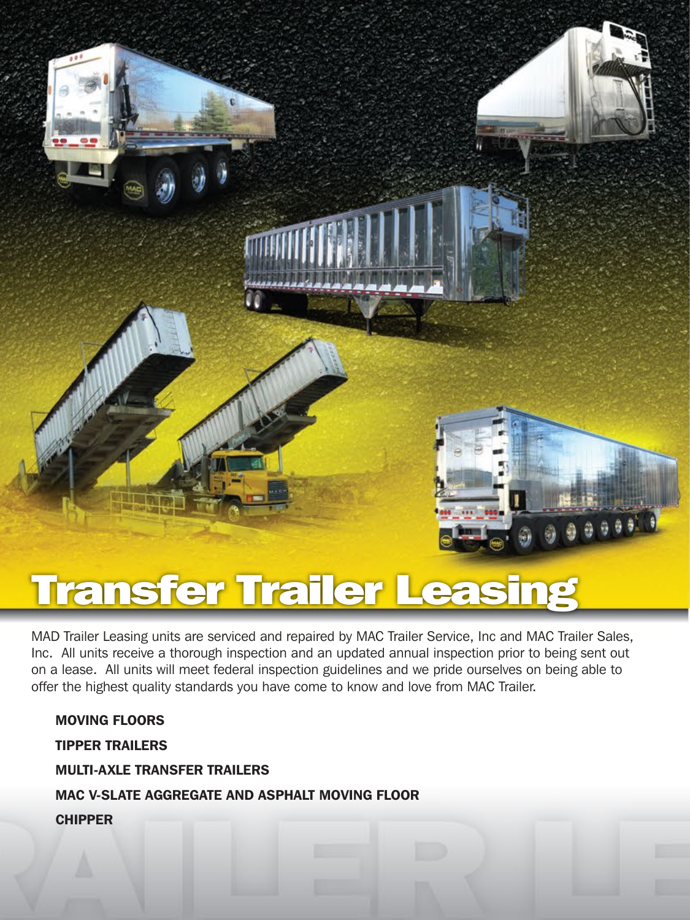# Transfer Trailer Leasing

MAD Trailer Leasing units are serviced and repaired by MAC Trailer Service, Inc and MAC Trailer Sales, Inc. All units receive a thorough inspection and an updated annual inspection prior to being sent out on a lease. All units will meet federal inspection guidelines and we pride ourselves on being able to offer the highest quality standards you have come to know and love from MAC Trailer.

**MOVING FLOORS**

**TIPPER TRAILERS**

**MULTI-AXLE TRANSFER TRAILERS**

**MAC V-SLATE AGGREGATE AND ASPHALT MOVING FLOOR**

**CHIPPER**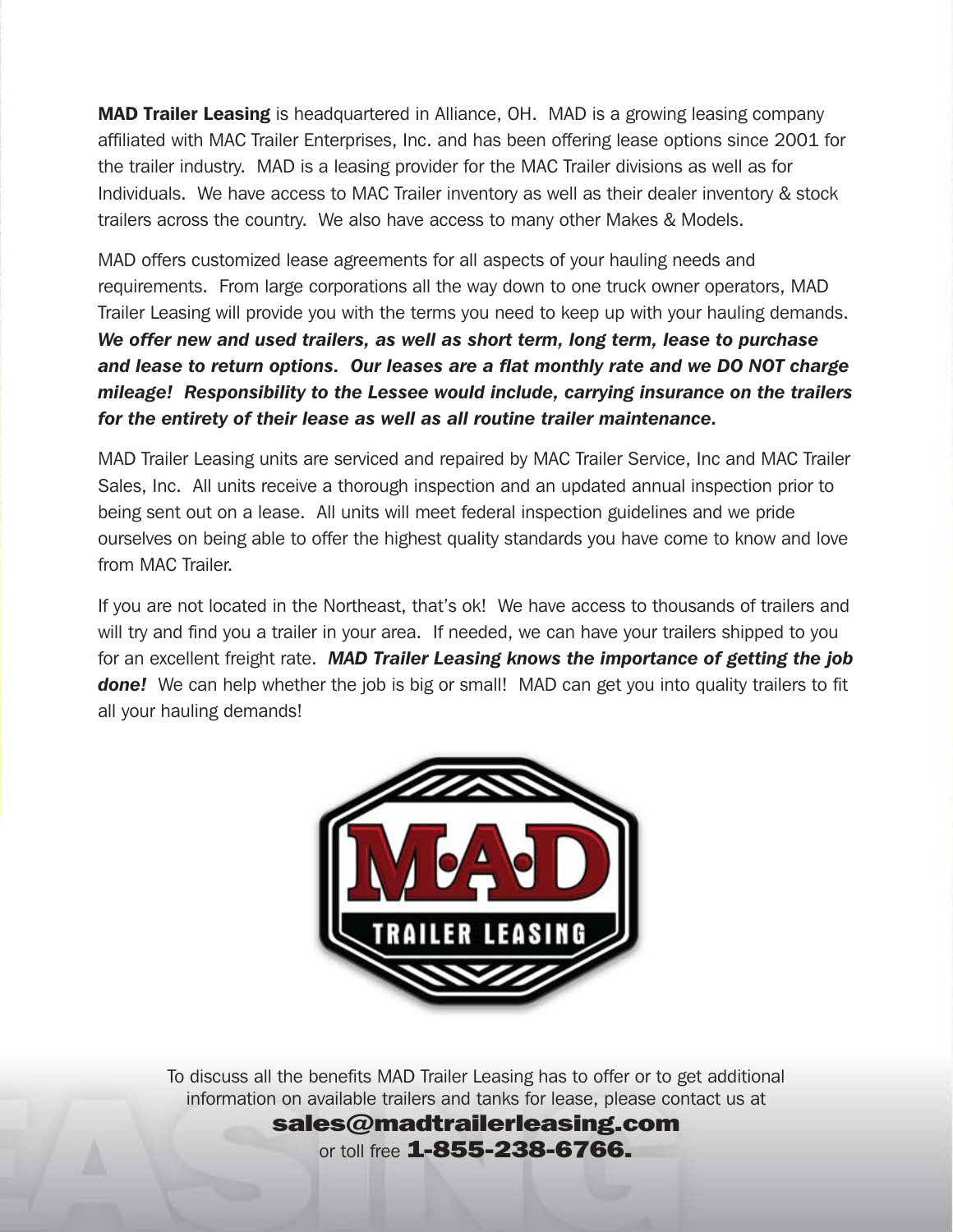**MAD Trailer Leasing** is headquartered in Alliance, OH. MAD is a growing leasing company affiliated with MAC Trailer Enterprises, Inc. and has been offering lease options since 2001 for the trailer industry. MAD is a leasing provider for the MAC Trailer divisions as well as for Individuals. We have access to MAC Trailer inventory as well as their dealer inventory & stock trailers across the country. We also have access to many other Makes & Models.

MAD offers customized lease agreements for all aspects of your hauling needs and requirements. From large corporations all the way down to one truck owner operators, MAD Trailer Leasing will provide you with the terms you need to keep up with your hauling demands. ***We offer new and used trailers, as well as short term, long term, lease to purchase and lease to return options. Our leases are a flat monthly rate and we DO NOT charge mileage! Responsibility to the Lessee would include, carrying insurance on the trailers for the entirety of their lease as well as all routine trailer maintenance.***

MAD Trailer Leasing units are serviced and repaired by MAC Trailer Service, Inc and MAC Trailer Sales, Inc. All units receive a thorough inspection and an updated annual inspection prior to being sent out on a lease. All units will meet federal inspection guidelines and we pride ourselves on being able to offer the highest quality standards you have come to know and love from MAC Trailer.

If you are not located in the Northeast, that's ok! We have access to thousands of trailers and will try and find you a trailer in your area. If needed, we can have your trailers shipped to you for an excellent freight rate. ***MAD Trailer Leasing knows the importance of getting the job done!*** We can help whether the job is big or small! MAD can get you into quality trailers to fit all your hauling demands!

M·A·D TRAILER LEASING

To discuss all the benefits MAD Trailer Leasing has to offer or to get additional information on available trailers and tanks for lease, please contact us at

**sales@madtrailerleasing.com**

or toll free **1-855-238-6766.**